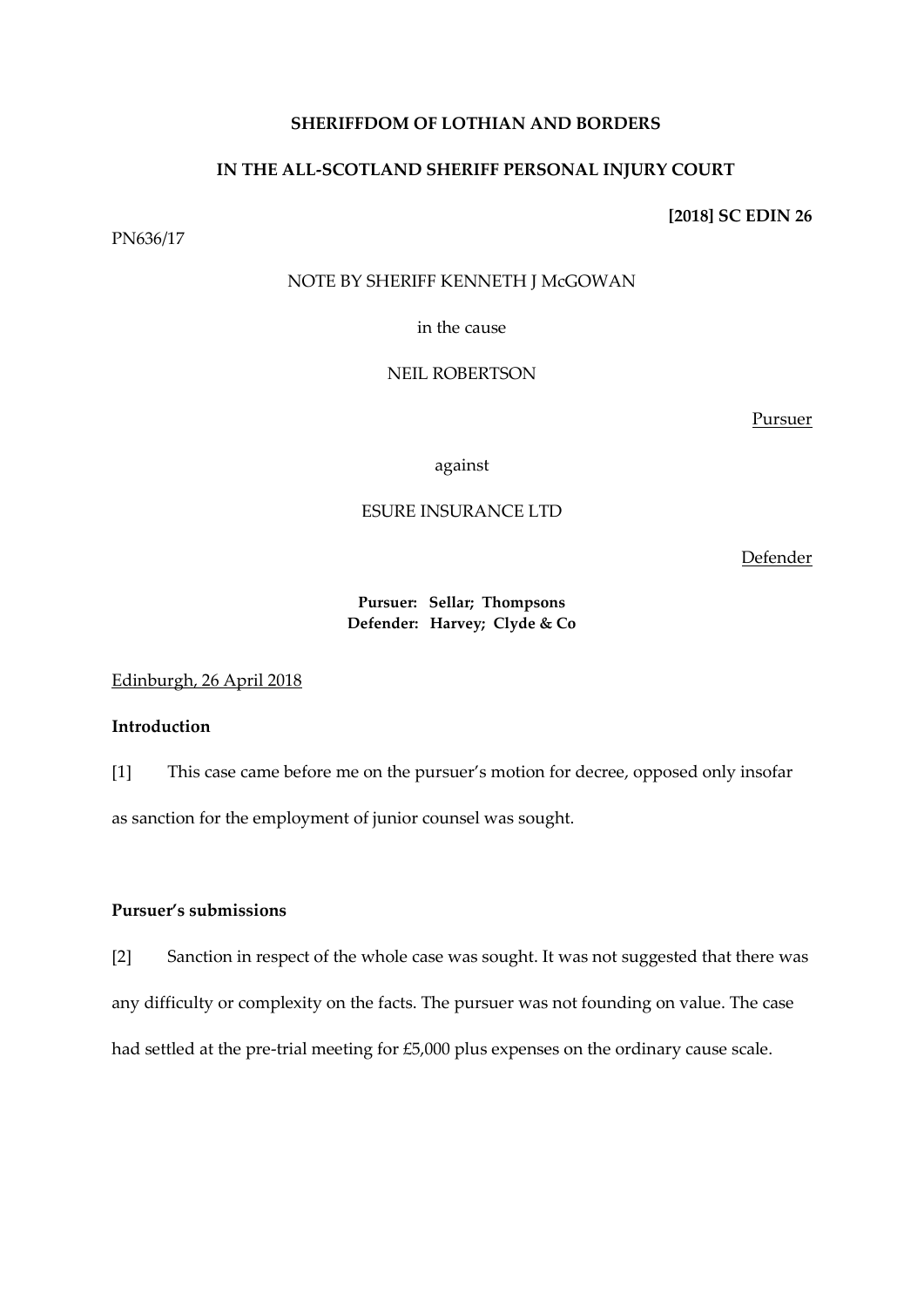**SHERIFFDOM OF LOTHIAN AND BORDERS**

**IN THE ALL-SCOTLAND SHERIFF PERSONAL INJURY COURT**

**[2018] SC EDIN 26**

PN636/17

NOTE BY SHERIFF KENNETH J McGOWAN

in the cause

NEIL ROBERTSON

Pursuer

against

ESURE INSURANCE LTD

Defender

**Pursuer: Sellar; Thompsons**
**Defender: Harvey; Clyde & Co**

Edinburgh, 26 April 2018

**Introduction**

[1] This case came before me on the pursuer's motion for decree, opposed only insofar as sanction for the employment of junior counsel was sought.

**Pursuer's submissions**

[2] Sanction in respect of the whole case was sought. It was not suggested that there was any difficulty or complexity on the facts. The pursuer was not founding on value. The case had settled at the pre-trial meeting for £5,000 plus expenses on the ordinary cause scale.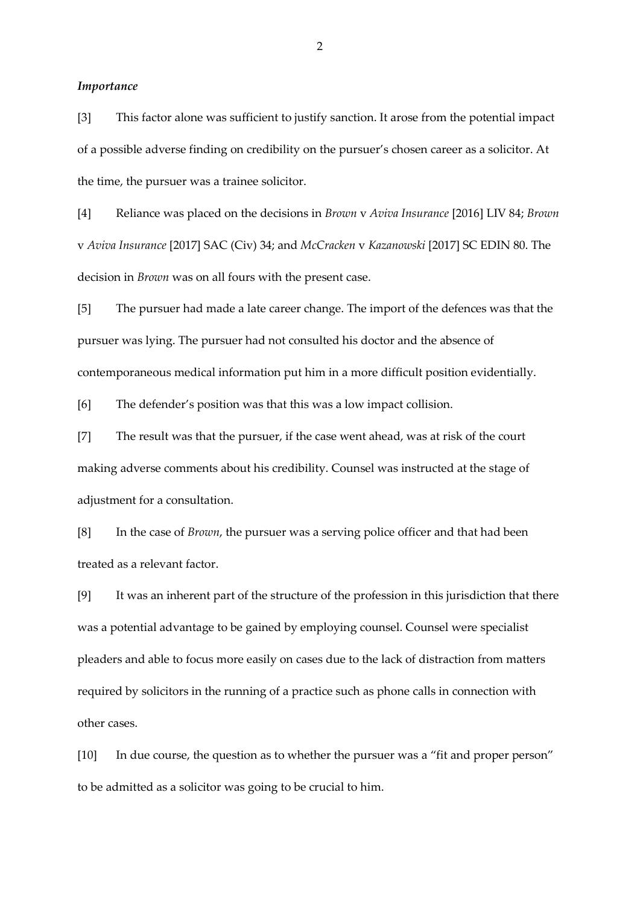### *Importance*

[3] This factor alone was sufficient to justify sanction. It arose from the potential impact of a possible adverse finding on credibility on the pursuer's chosen career as a solicitor. At the time, the pursuer was a trainee solicitor.

[4] Reliance was placed on the decisions in *Brown* v *Aviva Insurance* [2016] LIV 84; *Brown* v *Aviva Insurance* [2017] SAC (Civ) 34; and *McCracken* v *Kazanowski* [2017] SC EDIN 80. The decision in *Brown* was on all fours with the present case.

[5] The pursuer had made a late career change. The import of the defences was that the pursuer was lying. The pursuer had not consulted his doctor and the absence of contemporaneous medical information put him in a more difficult position evidentially.

[6] The defender's position was that this was a low impact collision.

[7] The result was that the pursuer, if the case went ahead, was at risk of the court making adverse comments about his credibility. Counsel was instructed at the stage of adjustment for a consultation.

[8] In the case of *Brown*, the pursuer was a serving police officer and that had been treated as a relevant factor.

[9] It was an inherent part of the structure of the profession in this jurisdiction that there was a potential advantage to be gained by employing counsel. Counsel were specialist pleaders and able to focus more easily on cases due to the lack of distraction from matters required by solicitors in the running of a practice such as phone calls in connection with other cases.

[10] In due course, the question as to whether the pursuer was a "fit and proper person" to be admitted as a solicitor was going to be crucial to him.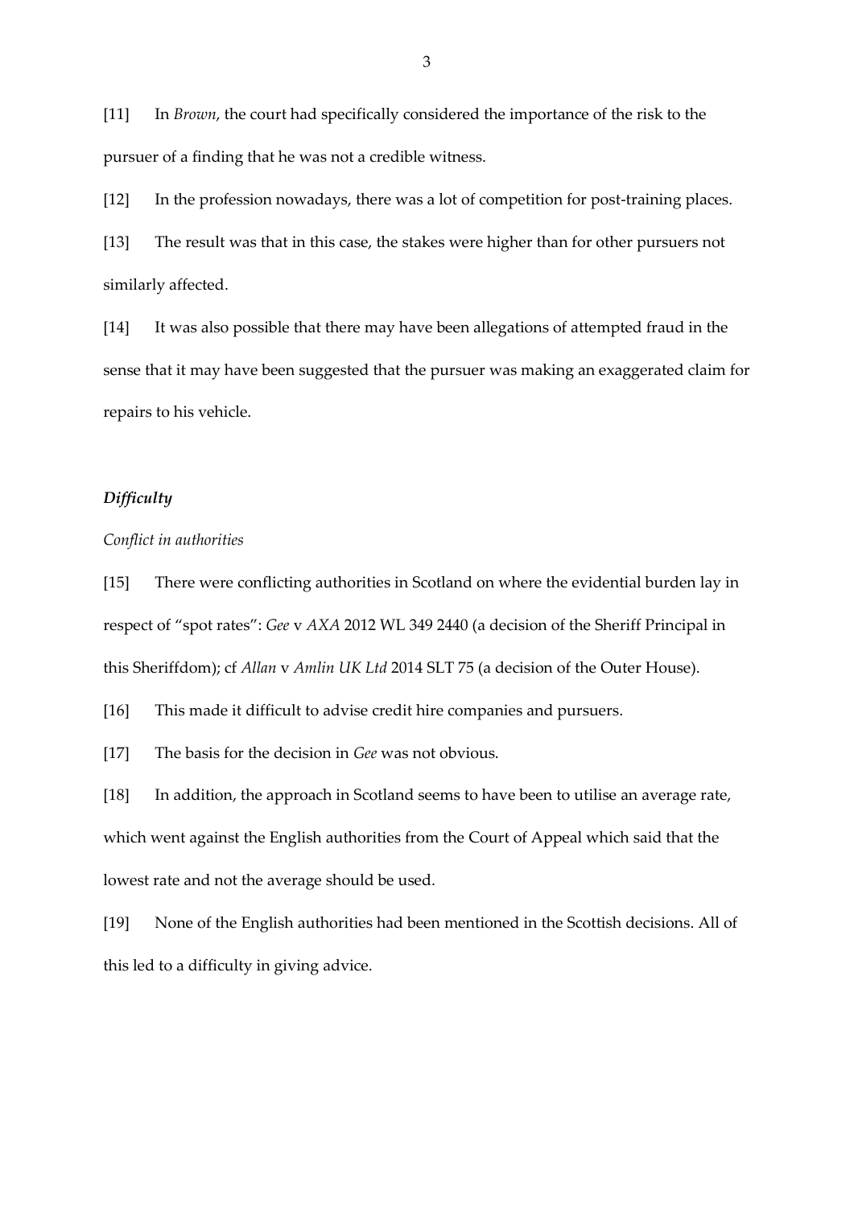[11] In *Brown*, the court had specifically considered the importance of the risk to the pursuer of a finding that he was not a credible witness.

[12] In the profession nowadays, there was a lot of competition for post-training places.

[13] The result was that in this case, the stakes were higher than for other pursuers not similarly affected.

[14] It was also possible that there may have been allegations of attempted fraud in the sense that it may have been suggested that the pursuer was making an exaggerated claim for repairs to his vehicle.

### *Difficulty*

*Conflict in authorities*

[15] There were conflicting authorities in Scotland on where the evidential burden lay in respect of "spot rates": *Gee* v *AXA* 2012 WL 349 2440 (a decision of the Sheriff Principal in this Sheriffdom); cf *Allan* v *Amlin UK Ltd* 2014 SLT 75 (a decision of the Outer House).

[16] This made it difficult to advise credit hire companies and pursuers.

[17] The basis for the decision in *Gee* was not obvious.

[18] In addition, the approach in Scotland seems to have been to utilise an average rate, which went against the English authorities from the Court of Appeal which said that the lowest rate and not the average should be used.

[19] None of the English authorities had been mentioned in the Scottish decisions. All of this led to a difficulty in giving advice.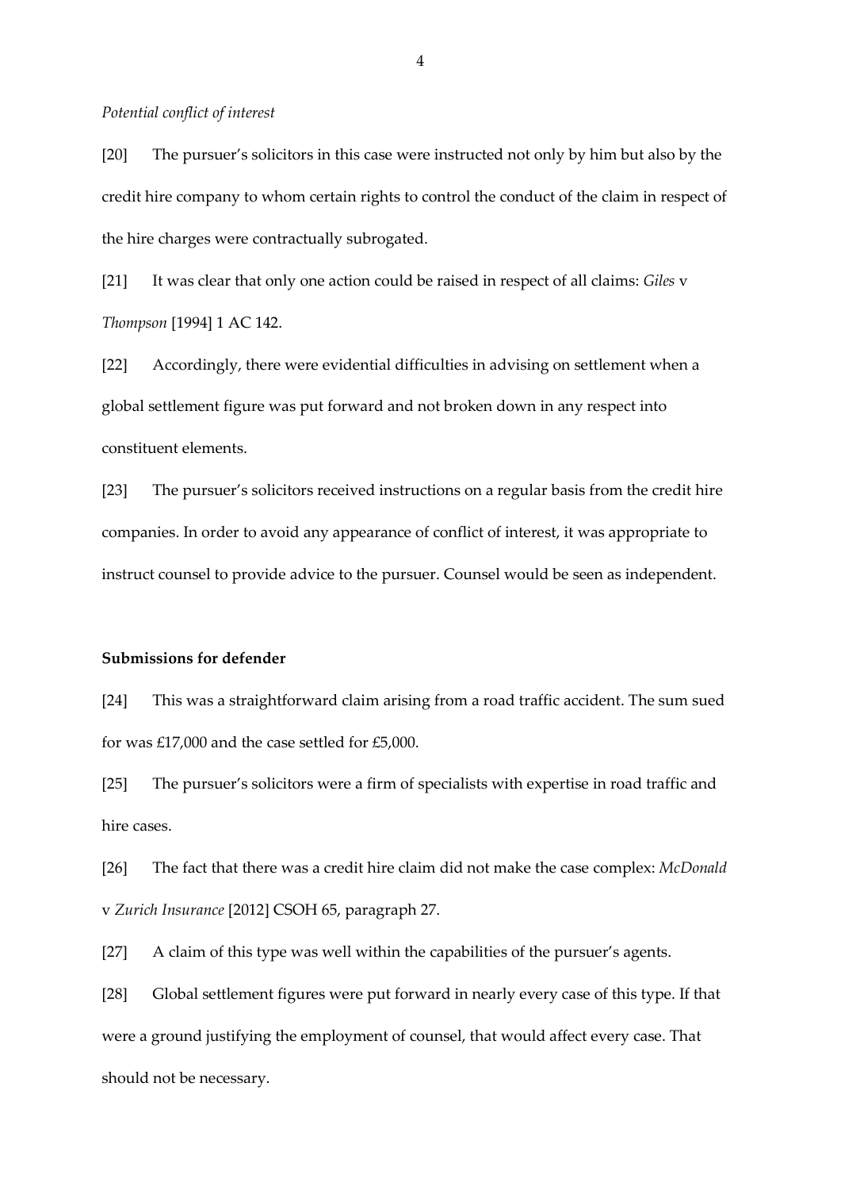*Potential conflict of interest*

[20] The pursuer's solicitors in this case were instructed not only by him but also by the credit hire company to whom certain rights to control the conduct of the claim in respect of the hire charges were contractually subrogated.

[21] It was clear that only one action could be raised in respect of all claims: *Giles* v *Thompson* [1994] 1 AC 142.

[22] Accordingly, there were evidential difficulties in advising on settlement when a global settlement figure was put forward and not broken down in any respect into constituent elements.

[23] The pursuer's solicitors received instructions on a regular basis from the credit hire companies. In order to avoid any appearance of conflict of interest, it was appropriate to instruct counsel to provide advice to the pursuer. Counsel would be seen as independent.

**Submissions for defender**

[24] This was a straightforward claim arising from a road traffic accident. The sum sued for was £17,000 and the case settled for £5,000.

[25] The pursuer's solicitors were a firm of specialists with expertise in road traffic and hire cases.

[26] The fact that there was a credit hire claim did not make the case complex: *McDonald* v *Zurich Insurance* [2012] CSOH 65, paragraph 27.

[27] A claim of this type was well within the capabilities of the pursuer's agents.

[28] Global settlement figures were put forward in nearly every case of this type. If that were a ground justifying the employment of counsel, that would affect every case. That should not be necessary.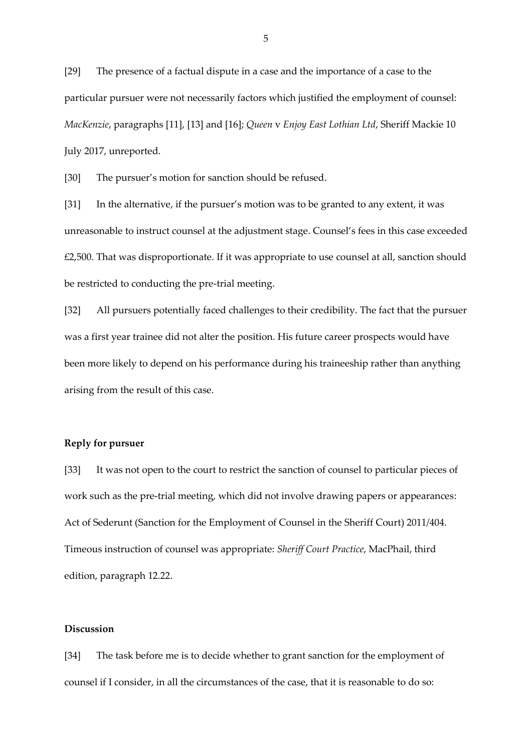[29] The presence of a factual dispute in a case and the importance of a case to the particular pursuer were not necessarily factors which justified the employment of counsel: *MacKenzie*, paragraphs [11], [13] and [16]; *Queen* v *Enjoy East Lothian Ltd*, Sheriff Mackie 10 July 2017, unreported.

[30] The pursuer's motion for sanction should be refused.

[31] In the alternative, if the pursuer's motion was to be granted to any extent, it was unreasonable to instruct counsel at the adjustment stage. Counsel's fees in this case exceeded £2,500. That was disproportionate. If it was appropriate to use counsel at all, sanction should be restricted to conducting the pre-trial meeting.

[32] All pursuers potentially faced challenges to their credibility. The fact that the pursuer was a first year trainee did not alter the position. His future career prospects would have been more likely to depend on his performance during his traineeship rather than anything arising from the result of this case.

**Reply for pursuer**

[33] It was not open to the court to restrict the sanction of counsel to particular pieces of work such as the pre-trial meeting, which did not involve drawing papers or appearances: Act of Sederunt (Sanction for the Employment of Counsel in the Sheriff Court) 2011/404. Timeous instruction of counsel was appropriate: *Sheriff Court Practice*, MacPhail, third edition, paragraph 12.22.

**Discussion**

[34] The task before me is to decide whether to grant sanction for the employment of counsel if I consider, in all the circumstances of the case, that it is reasonable to do so: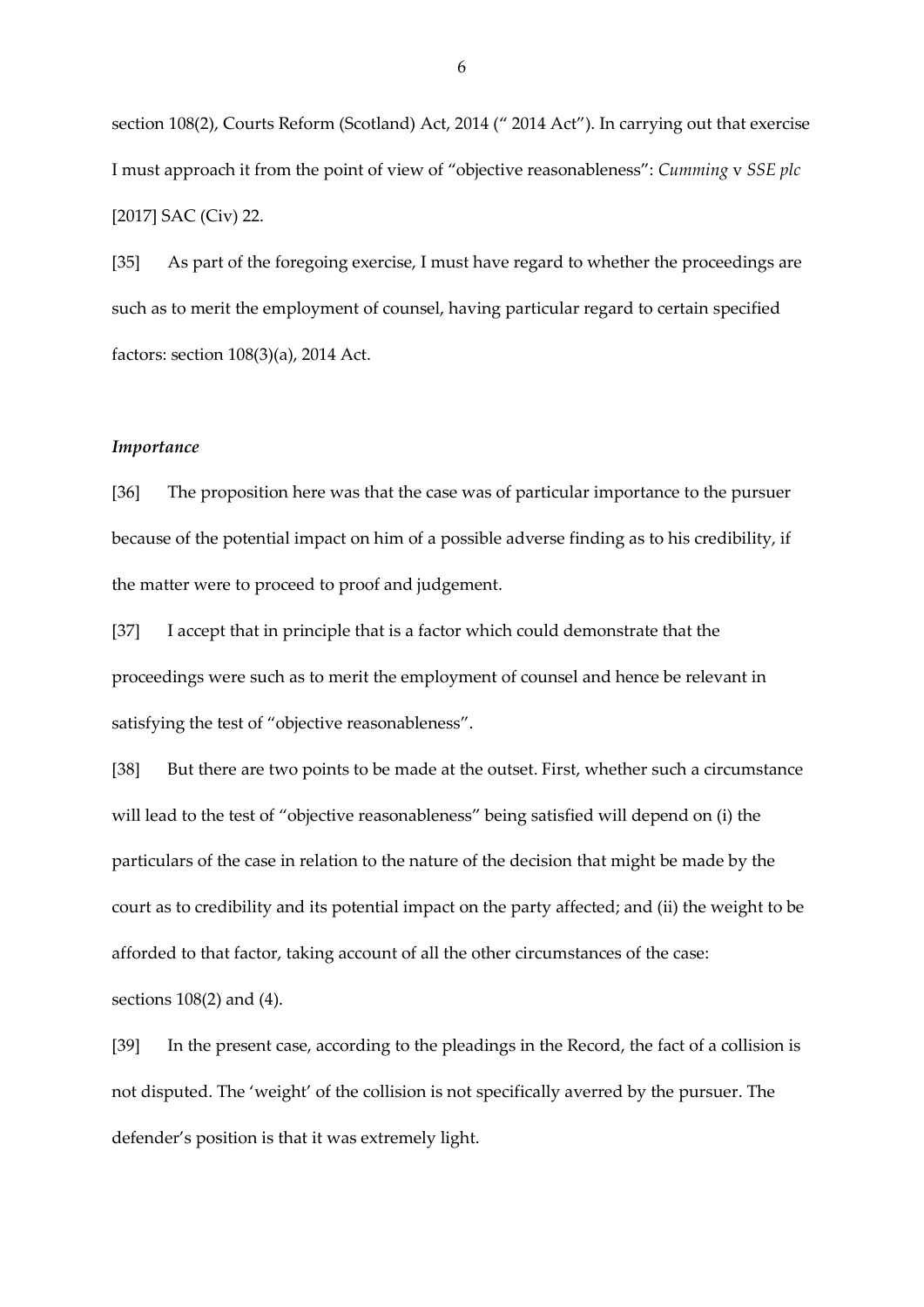section 108(2), Courts Reform (Scotland) Act, 2014 (" 2014 Act"). In carrying out that exercise I must approach it from the point of view of "objective reasonableness": *Cumming* v *SSE plc* [2017] SAC (Civ) 22.

[35] As part of the foregoing exercise, I must have regard to whether the proceedings are such as to merit the employment of counsel, having particular regard to certain specified factors: section 108(3)(a), 2014 Act.

### *Importance*

[36] The proposition here was that the case was of particular importance to the pursuer because of the potential impact on him of a possible adverse finding as to his credibility, if the matter were to proceed to proof and judgement.

[37] I accept that in principle that is a factor which could demonstrate that the proceedings were such as to merit the employment of counsel and hence be relevant in satisfying the test of "objective reasonableness".

[38] But there are two points to be made at the outset. First, whether such a circumstance will lead to the test of "objective reasonableness" being satisfied will depend on (i) the particulars of the case in relation to the nature of the decision that might be made by the court as to credibility and its potential impact on the party affected; and (ii) the weight to be afforded to that factor, taking account of all the other circumstances of the case: sections 108(2) and (4).

[39] In the present case, according to the pleadings in the Record, the fact of a collision is not disputed. The 'weight' of the collision is not specifically averred by the pursuer. The defender's position is that it was extremely light.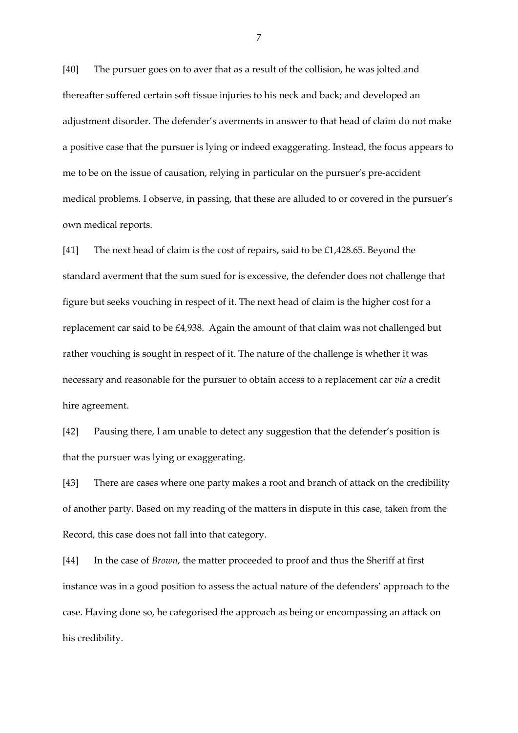[40] The pursuer goes on to aver that as a result of the collision, he was jolted and thereafter suffered certain soft tissue injuries to his neck and back; and developed an adjustment disorder. The defender's averments in answer to that head of claim do not make a positive case that the pursuer is lying or indeed exaggerating. Instead, the focus appears to me to be on the issue of causation, relying in particular on the pursuer's pre-accident medical problems. I observe, in passing, that these are alluded to or covered in the pursuer's own medical reports.

[41] The next head of claim is the cost of repairs, said to be £1,428.65. Beyond the standard averment that the sum sued for is excessive, the defender does not challenge that figure but seeks vouching in respect of it. The next head of claim is the higher cost for a replacement car said to be £4,938. Again the amount of that claim was not challenged but rather vouching is sought in respect of it. The nature of the challenge is whether it was necessary and reasonable for the pursuer to obtain access to a replacement car *via* a credit hire agreement.

[42] Pausing there, I am unable to detect any suggestion that the defender's position is that the pursuer was lying or exaggerating.

[43] There are cases where one party makes a root and branch of attack on the credibility of another party. Based on my reading of the matters in dispute in this case, taken from the Record, this case does not fall into that category.

[44] In the case of *Brown*, the matter proceeded to proof and thus the Sheriff at first instance was in a good position to assess the actual nature of the defenders' approach to the case. Having done so, he categorised the approach as being or encompassing an attack on his credibility.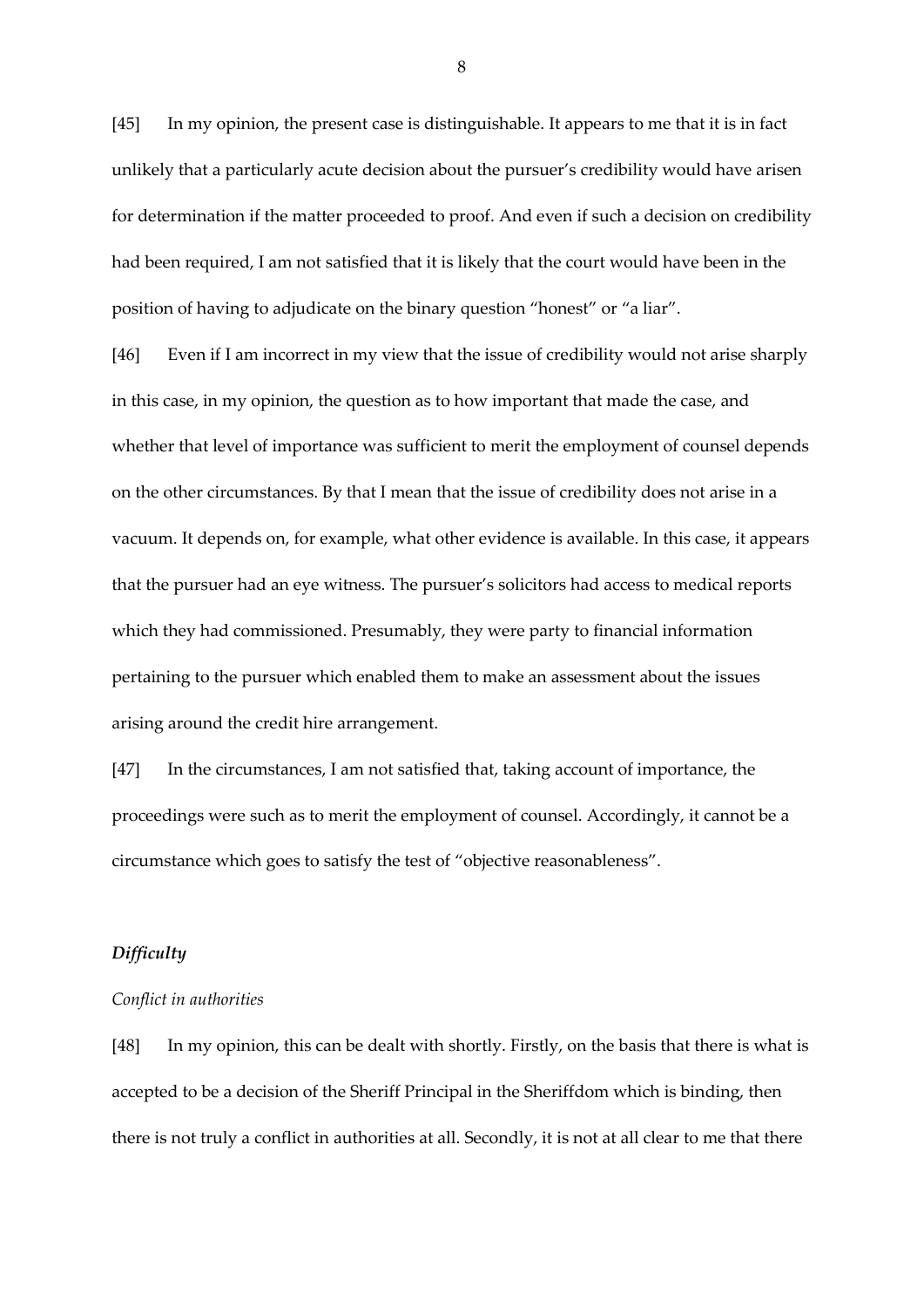[45] In my opinion, the present case is distinguishable. It appears to me that it is in fact unlikely that a particularly acute decision about the pursuer's credibility would have arisen for determination if the matter proceeded to proof. And even if such a decision on credibility had been required, I am not satisfied that it is likely that the court would have been in the position of having to adjudicate on the binary question "honest" or "a liar".

[46] Even if I am incorrect in my view that the issue of credibility would not arise sharply in this case, in my opinion, the question as to how important that made the case, and whether that level of importance was sufficient to merit the employment of counsel depends on the other circumstances. By that I mean that the issue of credibility does not arise in a vacuum. It depends on, for example, what other evidence is available. In this case, it appears that the pursuer had an eye witness. The pursuer's solicitors had access to medical reports which they had commissioned. Presumably, they were party to financial information pertaining to the pursuer which enabled them to make an assessment about the issues arising around the credit hire arrangement.

[47] In the circumstances, I am not satisfied that, taking account of importance, the proceedings were such as to merit the employment of counsel. Accordingly, it cannot be a circumstance which goes to satisfy the test of "objective reasonableness".

### *Difficulty*

#### *Conflict in authorities*

[48] In my opinion, this can be dealt with shortly. Firstly, on the basis that there is what is accepted to be a decision of the Sheriff Principal in the Sheriffdom which is binding, then there is not truly a conflict in authorities at all. Secondly, it is not at all clear to me that there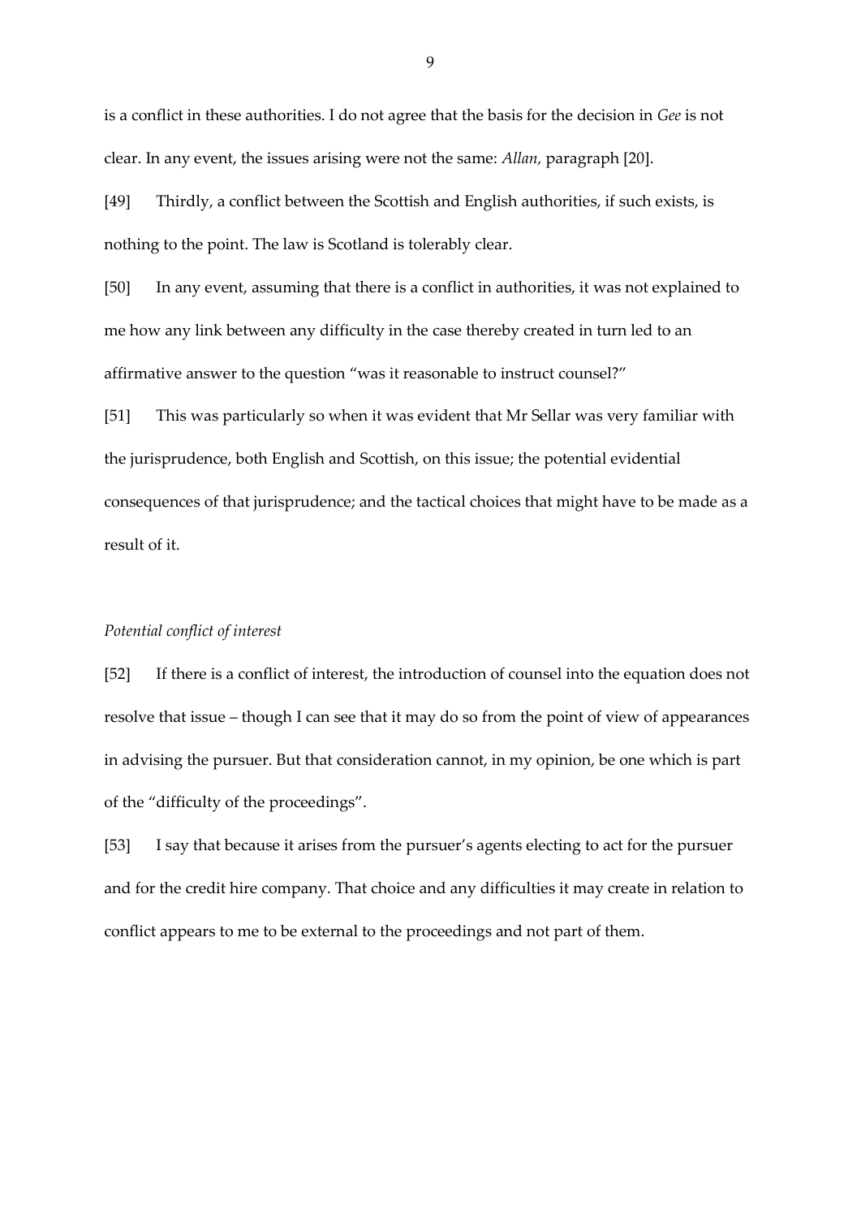is a conflict in these authorities. I do not agree that the basis for the decision in *Gee* is not clear. In any event, the issues arising were not the same: *Allan,* paragraph [20].

[49] Thirdly, a conflict between the Scottish and English authorities, if such exists, is nothing to the point. The law is Scotland is tolerably clear.

[50] In any event, assuming that there is a conflict in authorities, it was not explained to me how any link between any difficulty in the case thereby created in turn led to an affirmative answer to the question "was it reasonable to instruct counsel?"

[51] This was particularly so when it was evident that Mr Sellar was very familiar with the jurisprudence, both English and Scottish, on this issue; the potential evidential consequences of that jurisprudence; and the tactical choices that might have to be made as a result of it.

*Potential conflict of interest*

[52] If there is a conflict of interest, the introduction of counsel into the equation does not resolve that issue – though I can see that it may do so from the point of view of appearances in advising the pursuer. But that consideration cannot, in my opinion, be one which is part of the "difficulty of the proceedings".

[53] I say that because it arises from the pursuer's agents electing to act for the pursuer and for the credit hire company. That choice and any difficulties it may create in relation to conflict appears to me to be external to the proceedings and not part of them.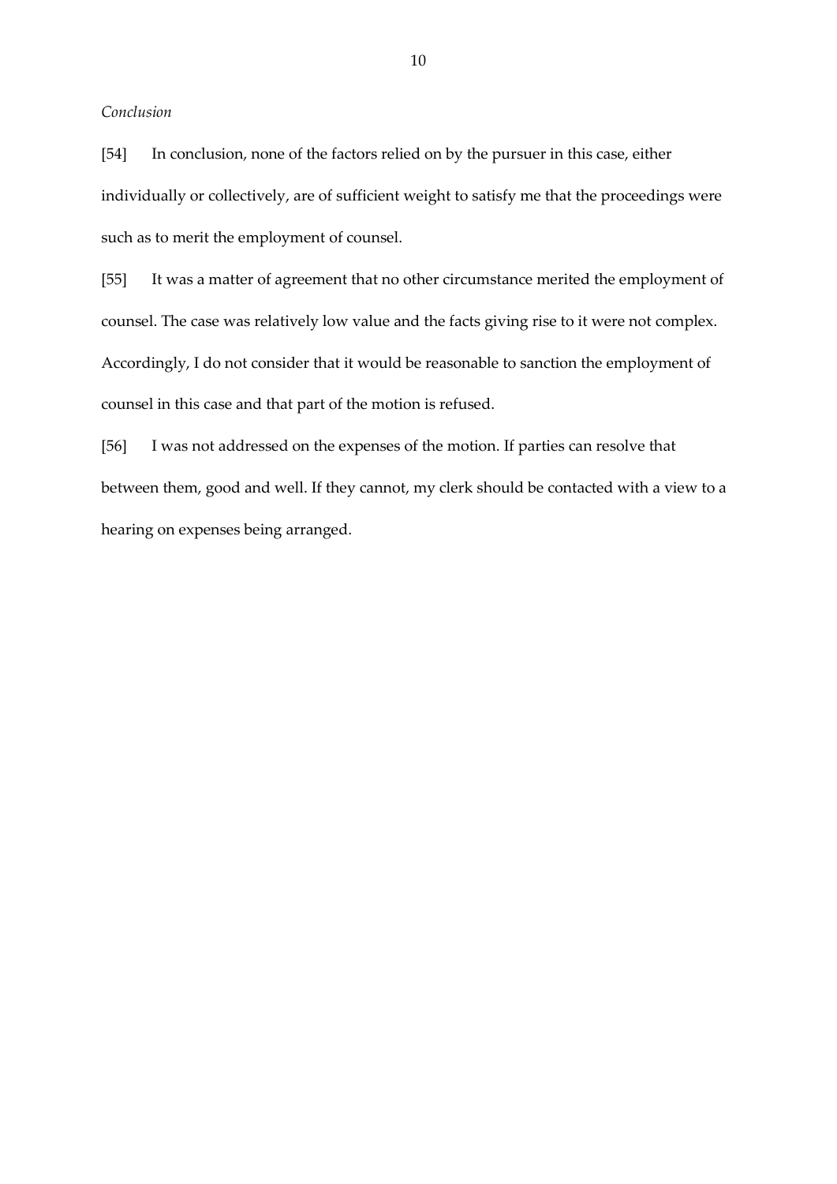*Conclusion*

[54] In conclusion, none of the factors relied on by the pursuer in this case, either individually or collectively, are of sufficient weight to satisfy me that the proceedings were such as to merit the employment of counsel.

[55] It was a matter of agreement that no other circumstance merited the employment of counsel. The case was relatively low value and the facts giving rise to it were not complex. Accordingly, I do not consider that it would be reasonable to sanction the employment of counsel in this case and that part of the motion is refused.

[56] I was not addressed on the expenses of the motion. If parties can resolve that between them, good and well. If they cannot, my clerk should be contacted with a view to a hearing on expenses being arranged.